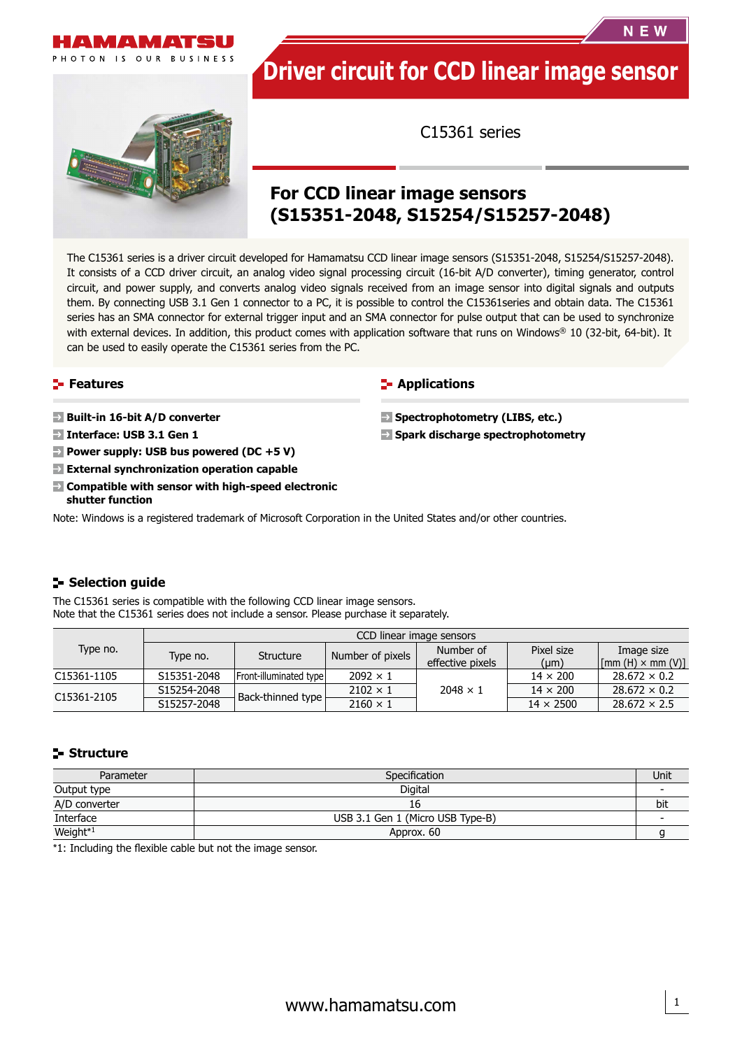NEW

# Driver circuit for CCD linear image sensor

C15361 series

## For CCD linear image sensors (S15351-2048, S15254/S15257-2048)

The C15361 series is a driver circuit developed for Hamamatsu CCD linear image sensors (S15351-2048, S15254/S15257-2048). It consists of a CCD driver circuit, an analog video signal processing circuit (16-bit A/D converter), timing generator, control circuit, and power supply, and converts analog video signals received from an image sensor into digital signals and outputs them. By connecting USB 3.1 Gen 1 connector to a PC, it is possible to control the C15361series and obtain data. The C15361 series has an SMA connector for external trigger input and an SMA connector for pulse output that can be used to synchronize with external devices. In addition, this product comes with application software that runs on Windows® 10 (32-bit, 64-bit). It can be used to easily operate the C15361 series from the PC.

## Features

- **Built-in 16-bit A/D converter**
- **Interface: USB 3.1 Gen 1**
- **Power supply: USB bus powered (DC +5 V)**
- **External synchronization operation capable**
- **Compatible with sensor with high-speed electronic shutter function**

## Applications

- **Spectrophotometry (LIBS, etc.)**
- **Spark discharge spectrophotometry**

Note: Windows is a registered trademark of Microsoft Corporation in the United States and/or other countries.

## Selection guide

The C15361 series is compatible with the following CCD linear image sensors.
Note that the C15361 series does not include a sensor. Please purchase it separately.

| Type no. | CCD linear image sensors | | | | | |
|---|---|---|---|---|---|---|
| | Type no. | Structure | Number of pixels | Number of effective pixels | Pixel size (μm) | Image size [mm (H) × mm (V)] |
| C15361-1105 | S15351-2048 | Front-illuminated type | 2092 × 1 | 2048 × 1 | 14 × 200 | 28.672 × 0.2 |
| C15361-2105 | S15254-2048 | Back-thinned type | 2102 × 1 | 2048 × 1 | 14 × 200 | 28.672 × 0.2 |
| | S15257-2048 | Back-thinned type | 2160 × 1 | 2048 × 1 | 14 × 2500 | 28.672 × 2.5 |

## Structure

| Parameter | Specification | Unit |
|---|---|---|
| Output type | Digital | - |
| A/D converter | 16 | bit |
| Interface | USB 3.1 Gen 1 (Micro USB Type-B) | - |
| Weight*1 | Approx. 60 | g |

*1: Including the flexible cable but not the image sensor.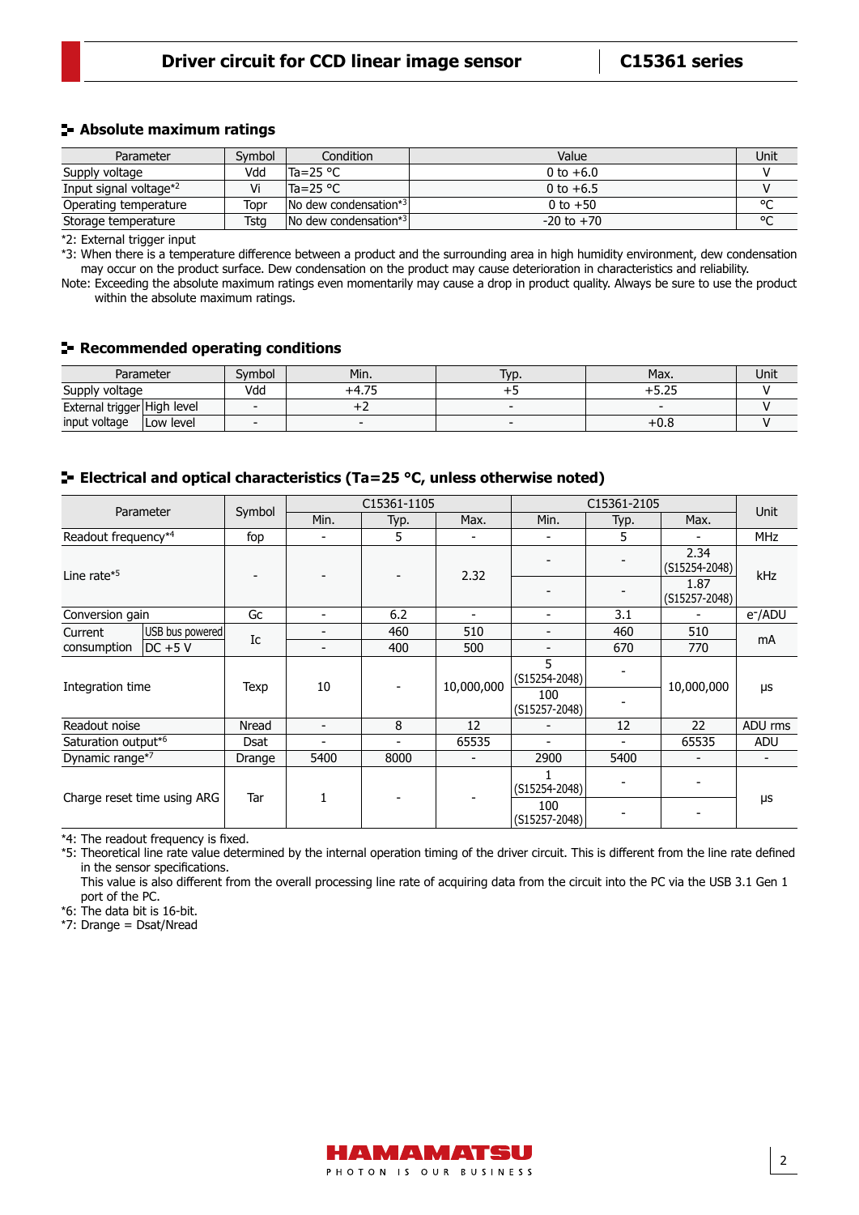## Absolute maximum ratings

| Parameter | Symbol | Condition | Value | Unit |
|---|---|---|---|---|
| Supply voltage | Vdd | Ta=25 °C | 0 to +6.0 | V |
| Input signal voltage*2 | Vi | Ta=25 °C | 0 to +6.5 | V |
| Operating temperature | Topr | No dew condensation*3 | 0 to +50 | °C |
| Storage temperature | Tstg | No dew condensation*3 | -20 to +70 | °C |

*2: External trigger input

*3: When there is a temperature difference between a product and the surrounding area in high humidity environment, dew condensation may occur on the product surface. Dew condensation on the product may cause deterioration in characteristics and reliability.

Note: Exceeding the absolute maximum ratings even momentarily may cause a drop in product quality. Always be sure to use the product within the absolute maximum ratings.

## Recommended operating conditions

| Parameter | | Symbol | Min. | Typ. | Max. | Unit |
|---|---|---|---|---|---|---|
| Supply voltage | | Vdd | +4.75 | +5 | +5.25 | V |
| External trigger input voltage | High level | - | +2 | - | - | V |
| | Low level | - | - | - | +0.8 | V |

## Electrical and optical characteristics (Ta=25 °C, unless otherwise noted)

| Parameter | | Symbol | C15361-1105 | | | C15361-2105 | | | Unit |
|---|---|---|---|---|---|---|---|---|---|
| | | | Min. | Typ. | Max. | Min. | Typ. | Max. | |
| Readout frequency*4 | | fop | - | 5 | - | - | 5 | - | MHz |
| Line rate*5 | | - | - | - | 2.32 | - | - | 2.34 (S15254-2048) | kHz |
| | | | | | | - | - | 1.87 (S15257-2048) | |
| Conversion gain | | Gc | - | 6.2 | - | - | 3.1 | - | e⁻/ADU |
| Current consumption | USB bus powered | Ic | - | 460 | 510 | - | 460 | 510 | mA |
| | DC +5 V | | - | 400 | 500 | - | 670 | 770 | |
| Integration time | | Texp | 10 | - | 10,000,000 | 5 (S15254-2048) | - | 10,000,000 | μs |
| | | | | | | 100 (S15257-2048) | - | | |
| Readout noise | | Nread | - | 8 | 12 | - | 12 | 22 | ADU rms |
| Saturation output*6 | | Dsat | - | - | 65535 | - | - | 65535 | ADU |
| Dynamic range*7 | | Drange | 5400 | 8000 | - | 2900 | 5400 | - | - |
| Charge reset time using ARG | | Tar | 1 | - | - | 1 (S15254-2048) | - | - | μs |
| | | | | | | 100 (S15257-2048) | - | - | |

*4: The readout frequency is fixed.

*5: Theoretical line rate value determined by the internal operation timing of the driver circuit. This is different from the line rate defined in the sensor specifications.
This value is also different from the overall processing line rate of acquiring data from the circuit into the PC via the USB 3.1 Gen 1 port of the PC.

*6: The data bit is 16-bit.

*7: Drange = Dsat/Nread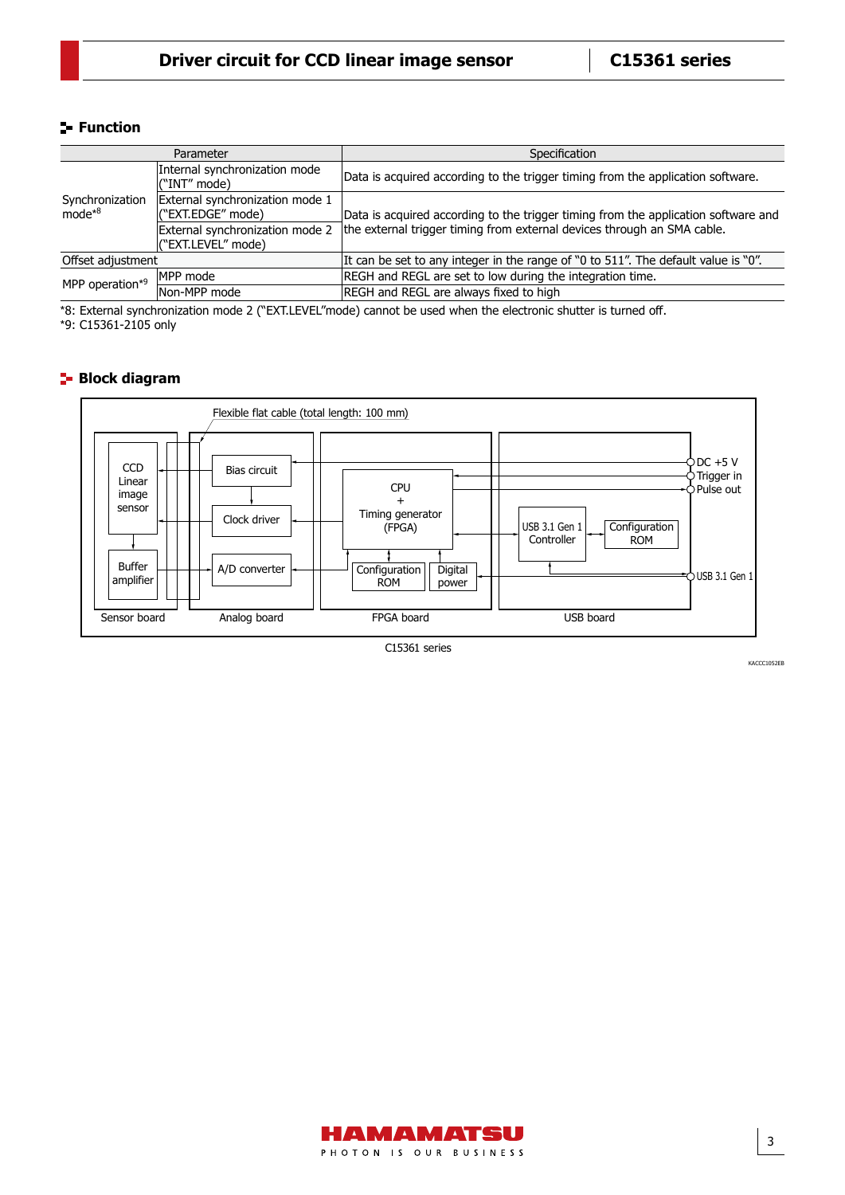## Function

| Parameter | | Specification |
|---|---|---|
| Synchronization mode*8 | Internal synchronization mode ("INT" mode) | Data is acquired according to the trigger timing from the application software. |
| | External synchronization mode 1 ("EXT.EDGE" mode) | Data is acquired according to the trigger timing from the application software and the external trigger timing from external devices through an SMA cable. |
| | External synchronization mode 2 ("EXT.LEVEL" mode) | |
| Offset adjustment | | It can be set to any integer in the range of "0 to 511". The default value is "0". |
| MPP operation*9 | MPP mode | REGH and REGL are set to low during the integration time. |
| | Non-MPP mode | REGH and REGL are always fixed to high |

*8: External synchronization mode 2 ("EXT.LEVEL"mode) cannot be used when the electronic shutter is turned off.
*9: C15361-2105 only

## Block diagram

Flexible flat cable (total length: 100 mm)

CCD Linear image sensor
Buffer amplifier
Sensor board

Bias circuit
Clock driver
A/D converter
Analog board

CPU + Timing generator (FPGA)
Configuration ROM
Digital power
FPGA board

USB 3.1 Gen 1 Controller
Configuration ROM
USB board

DC +5 V
Trigger in
Pulse out
USB 3.1 Gen 1

C15361 series

KACCC1052EB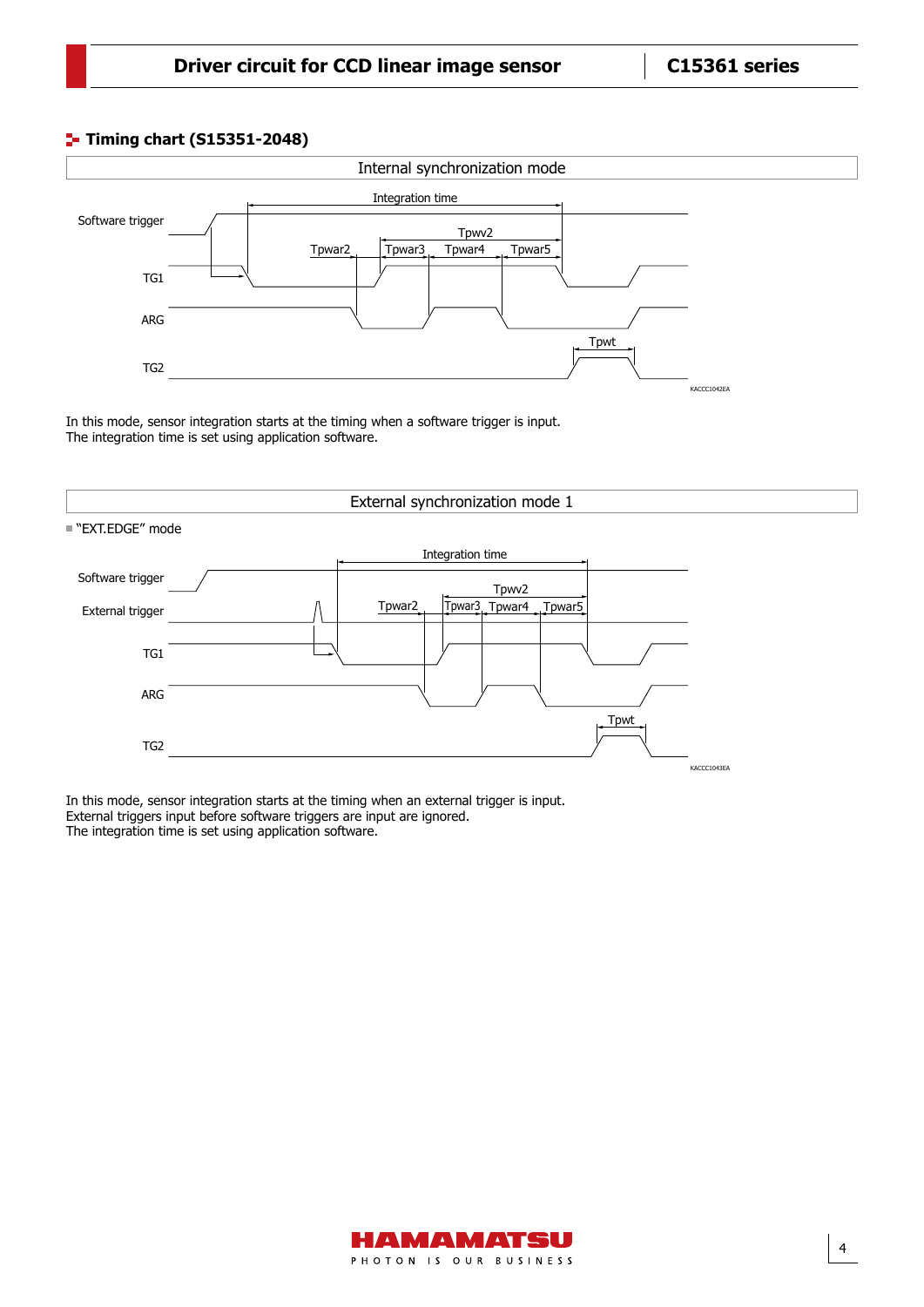## Timing chart (S15351-2048)

### Internal synchronization mode

Software trigger

TG1

ARG

TG2

Integration time

Tpwar2 Tpwar3 Tpwar4 Tpwar5

Tpwv2

Tpwt

KACCC1042EA

In this mode, sensor integration starts at the timing when a software trigger is input.
The integration time is set using application software.

### External synchronization mode 1

■ “EXT.EDGE” mode

Software trigger

External trigger

TG1

ARG

TG2

Integration time

Tpwar2 Tpwar3 Tpwar4 Tpwar5

Tpwv2

Tpwt

KACCC1043EA

In this mode, sensor integration starts at the timing when an external trigger is input.
External triggers input before software triggers are input are ignored.
The integration time is set using application software.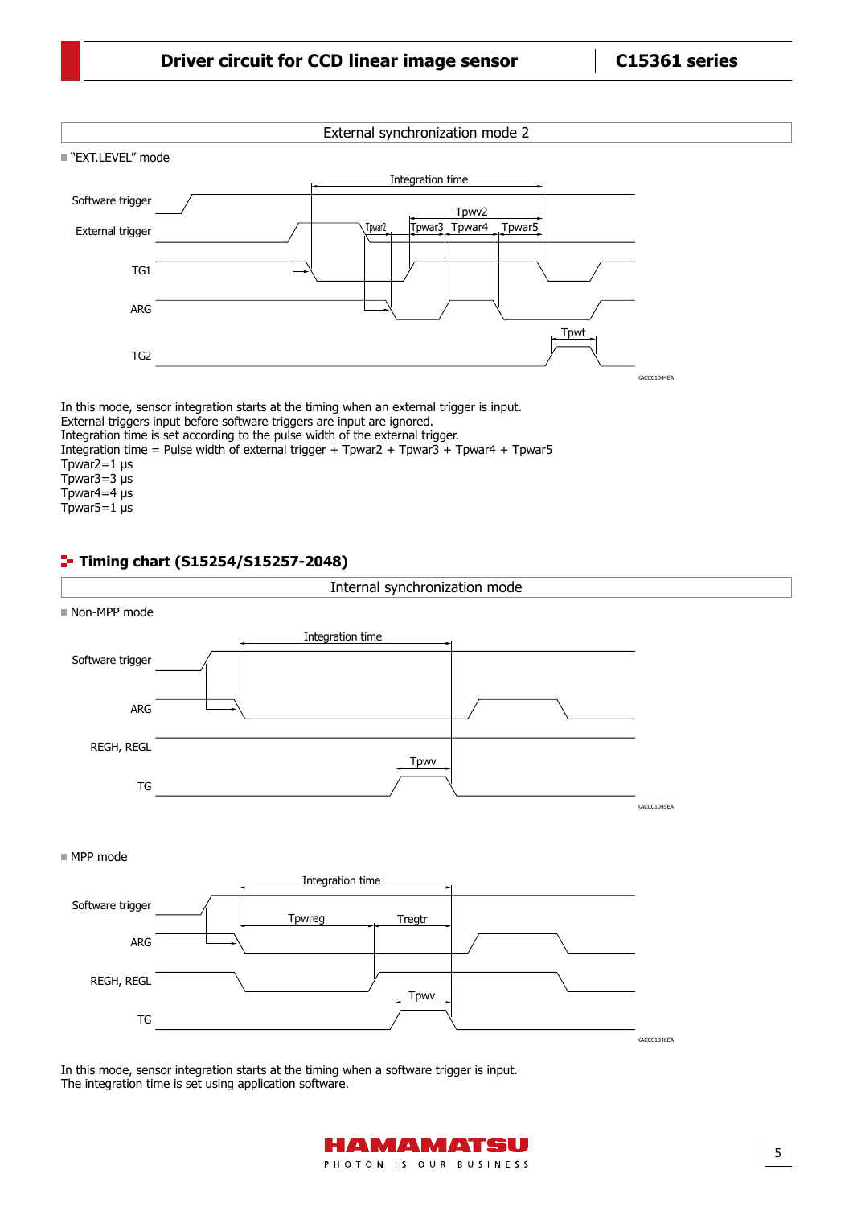External synchronization mode 2

■ "EXT.LEVEL" mode

KACCC1044EA

In this mode, sensor integration starts at the timing when an external trigger is input.
External triggers input before software triggers are input are ignored.
Integration time is set according to the pulse width of the external trigger.
Integration time = Pulse width of external trigger + Tpwar2 + Tpwar3 + Tpwar4 + Tpwar5
Tpwar2=1 μs
Tpwar3=3 μs
Tpwar4=4 μs
Tpwar5=1 μs

## Timing chart (S15254/S15257-2048)

Internal synchronization mode

■ Non-MPP mode

KACCC1045EA

■ MPP mode

KACCC1046EA

In this mode, sensor integration starts at the timing when a software trigger is input.
The integration time is set using application software.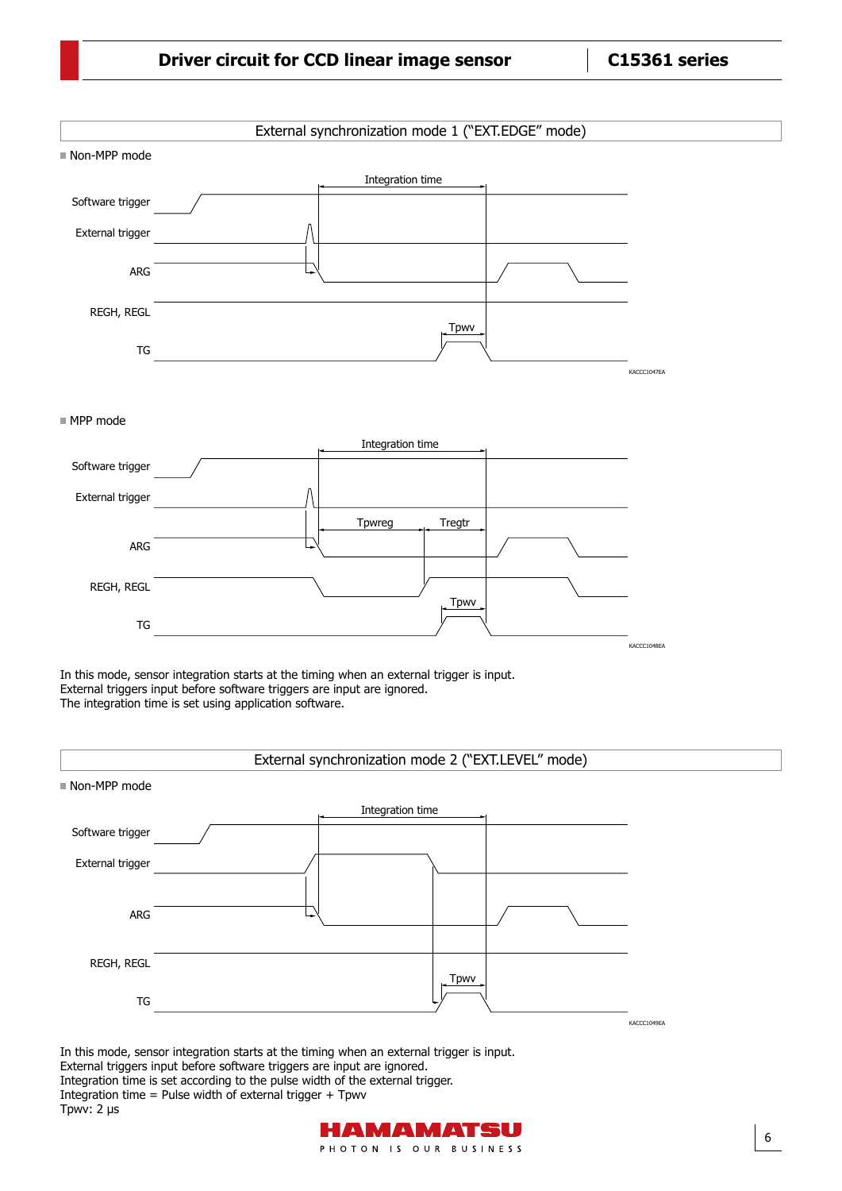## External synchronization mode 1 ("EXT.EDGE" mode)

■ Non-MPP mode

Integration time

Software trigger

External trigger

ARG

REGH, REGL

Tpwv

TG

KACCC1047EA

■ MPP mode

Integration time

Software trigger

External trigger

Tpwreg　Tregtr

ARG

REGH, REGL

Tpwv

TG

KACCC1048EA

In this mode, sensor integration starts at the timing when an external trigger is input.
External triggers input before software triggers are input are ignored.
The integration time is set using application software.

## External synchronization mode 2 ("EXT.LEVEL" mode)

■ Non-MPP mode

Integration time

Software trigger

External trigger

ARG

REGH, REGL

Tpwv

TG

KACCC1049EA

In this mode, sensor integration starts at the timing when an external trigger is input.
External triggers input before software triggers are input are ignored.
Integration time is set according to the pulse width of the external trigger.
Integration time = Pulse width of external trigger + Tpwv
Tpwv: 2 μs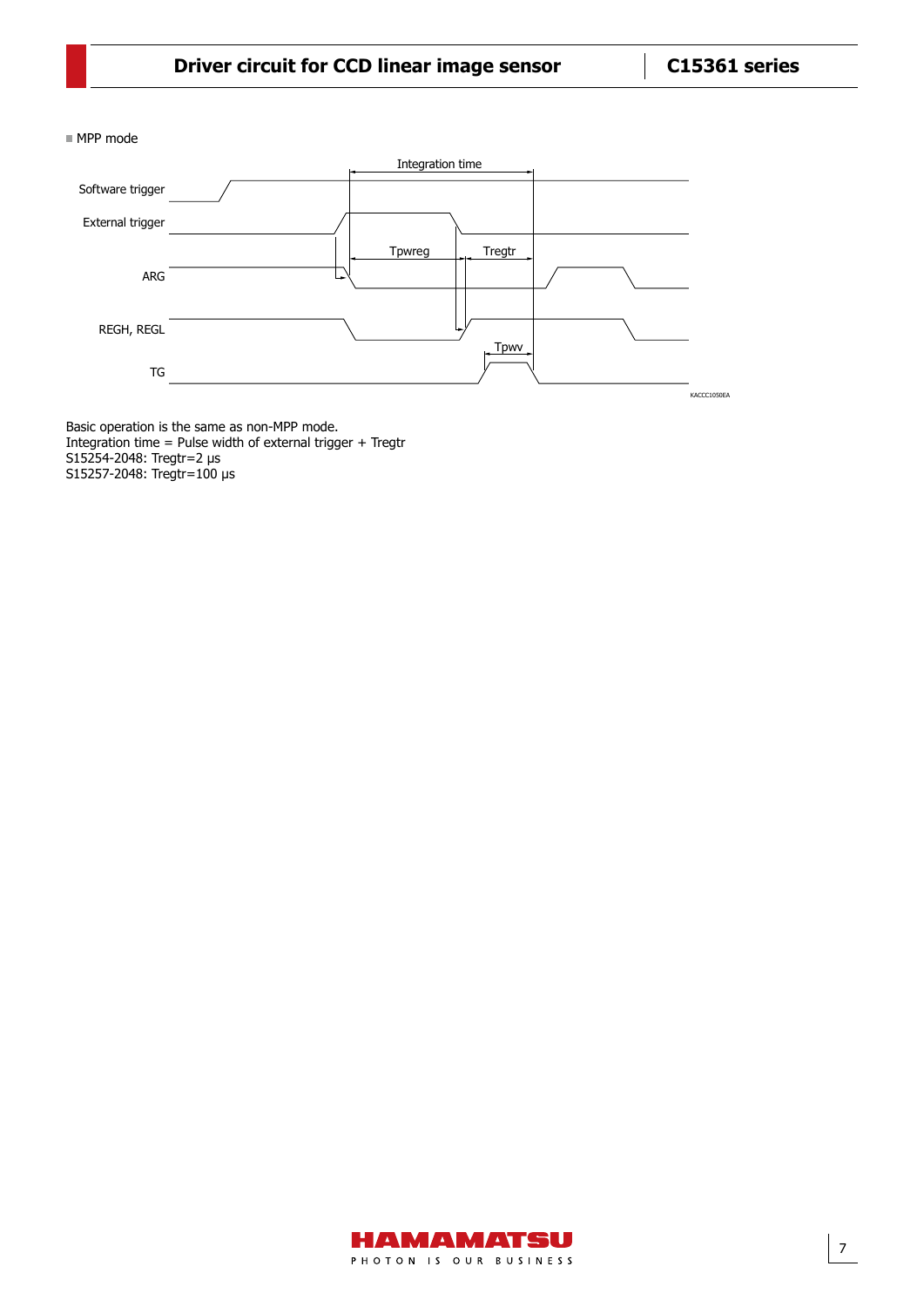■ MPP mode

Basic operation is the same as non-MPP mode.
Integration time = Pulse width of external trigger + Tregtr
S15254-2048: Tregtr=2 μs
S15257-2048: Tregtr=100 μs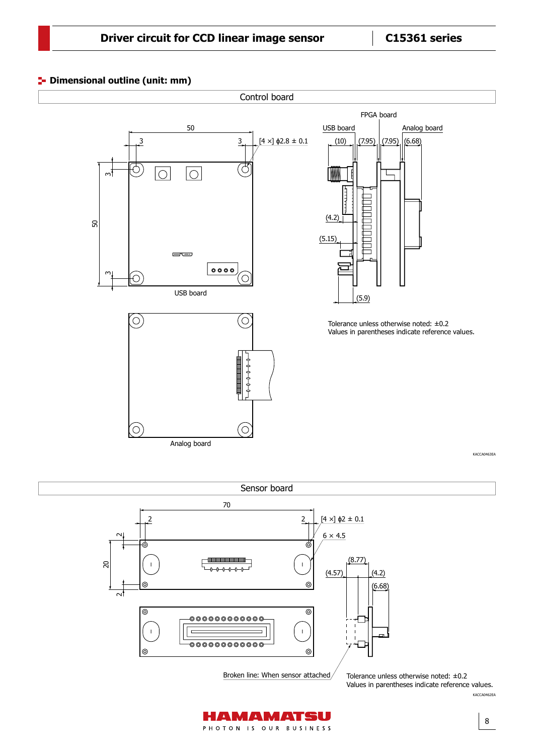## Dimensional outline (unit: mm)

### Control board

USB board

Analog board

FPGA board

USB board

Analog board

[4 ×] ϕ2.8 ± 0.1

Tolerance unless noted otherwise: ±0.2
Values in parentheses indicate reference values.

KACCA0463EA

### Sensor board

[4 ×] ϕ2 ± 0.1

6 × 4.5

Broken line: When sensor attached

Tolerance unless noted otherwise: ±0.2
Values in parentheses indicate reference values.

KACCA0462EA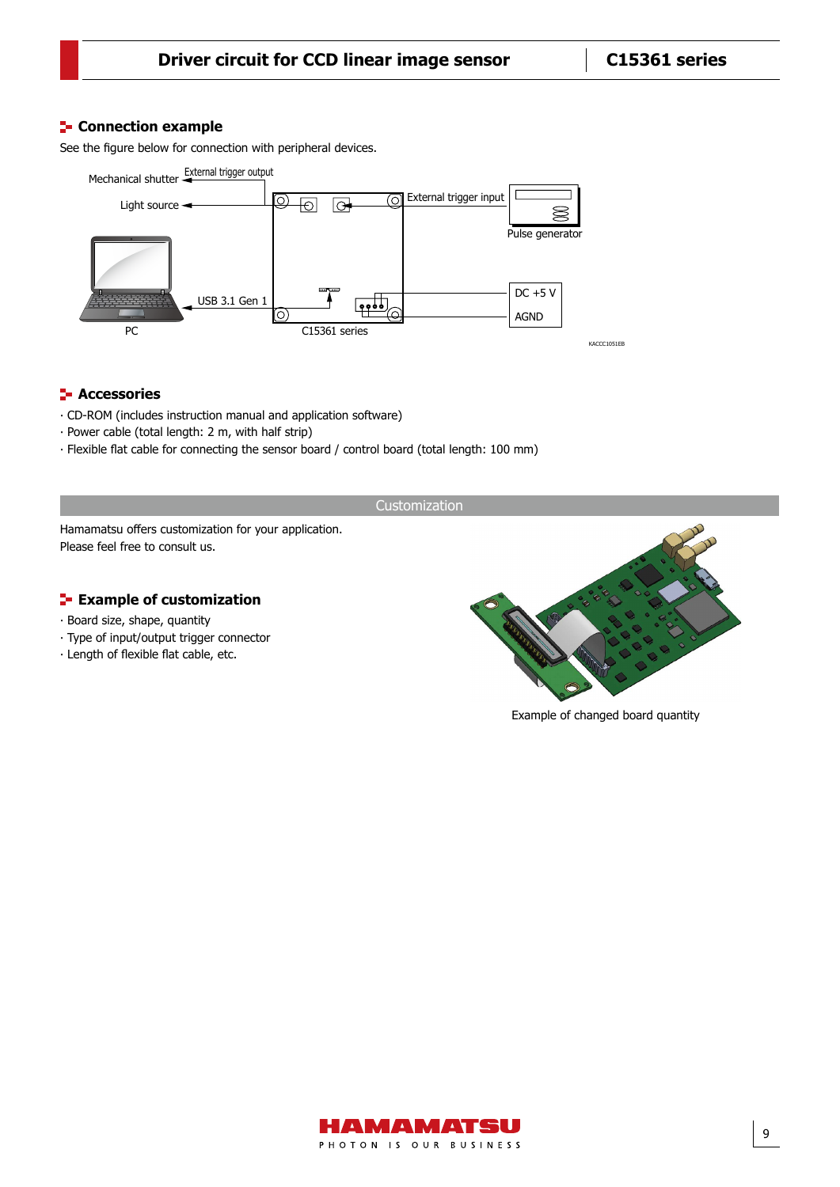## Connection example

See the figure below for connection with peripheral devices.

Mechanical shutter — External trigger output

Light source

External trigger input — Pulse generator

PC — USB 3.1 Gen 1 — C15361 series

DC +5 V

AGND

KACCC1051EB

## Accessories

· CD-ROM (includes instruction manual and application software)
· Power cable (total length: 2 m, with half strip)
· Flexible flat cable for connecting the sensor board / control board (total length: 100 mm)

# Customization

Hamamatsu offers customization for your application.
Please feel free to consult us.

## Example of customization

· Board size, shape, quantity
· Type of input/output trigger connector
· Length of flexible flat cable, etc.

Example of changed board quantity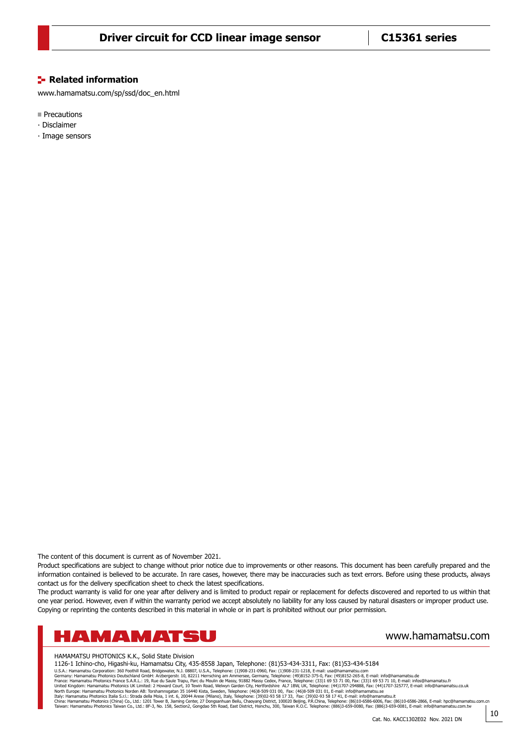## Related information

www.hamamatsu.com/sp/ssd/doc_en.html

- Precautions
- · Disclaimer
- · Image sensors

The content of this document is current as of November 2021.

Product specifications are subject to change without prior notice due to improvements or other reasons. This document has been carefully prepared and the information contained is believed to be accurate. In rare cases, however, there may be inaccuracies such as text errors. Before using these products, always contact us for the delivery specification sheet to check the latest specifications.

The product warranty is valid for one year after delivery and is limited to product repair or replacement for defects discovered and reported to us within that one year period. However, even if within the warranty period we accept absolutely no liability for any loss caused by natural disasters or improper product use.

Copying or reprinting the contents described in this material in whole or in part is prohibited without our prior permission.

HAMAMATSU

www.hamamatsu.com

HAMAMATSU PHOTONICS K.K., Solid State Division

1126-1 Ichino-cho, Higashi-ku, Hamamatsu City, 435-8558 Japan, Telephone: (81)53-434-3311, Fax: (81)53-434-5184

U.S.A.: Hamamatsu Corporation: 360 Foothill Road, Bridgewater, N.J. 08807, U.S.A., Telephone: (1)908-231-0960, Fax: (1)908-231-1218, E-mail: usa@hamamatsu.com
Germany: Hamamatsu Photonics Deutschland GmbH: Arzbergerstr. 10, 82211 Herrsching am Ammersee, Germany, Telephone: (49)8152-375-0, Fax: (49)8152-265-8, E-mail: info@hamamatsu.de
France: Hamamatsu Photonics France S.A.R.L.: 19, Rue du Saule Trapu, Parc du Moulin de Massy, 91882 Massy Cedex, France, Telephone: (33)1 69 53 71 00, Fax: (33)1 69 53 71 10, E-mail: infos@hamamatsu.fr
United Kingdom: Hamamatsu Photonics UK Limited: 2 Howard Court, 10 Tewin Road, Welwyn Garden City, Hertfordshire AL7 1BW, UK, Telephone: (44)1707-294888, Fax: (44)1707-325777, E-mail: info@hamamatsu.co.uk
North Europe: Hamamatsu Photonics Norden AB: Torshamnsgatan 35 16440 Kista, Sweden, Telephone: (46)8-509 031 00, Fax: (46)8-509 031 01, E-mail: info@hamamatsu.se
Italy: Hamamatsu Photonics Italia S.r.l.: Strada della Moia, 1 int. 6, 20044 Arese (Milano), Italy, Telephone: (39)02-93 58 17 33, Fax: (39)02-93 58 17 41, E-mail: info@hamamatsu.it
China: Hamamatsu Photonics (China) Co., Ltd.: 1201 Tower B, Jiaming Center, 27 Dongsanhuan Beilu, Chaoyang District, 100020 Beijing, P.R.China, Telephone: (86)10-6586-6006, Fax: (86)10-6586-2866, E-mail: hpc@hamamatsu.com.cn
Taiwan: Hamamatsu Photonics Taiwan Co., Ltd.: 8F-3, No. 158, Section2, Gongdao 5th Road, East District, Hsinchu, 300, Taiwan R.O.C. Telephone: (886)3-659-0080, Fax: (886)3-659-0081, E-mail: info@hamamatsu.com.tw

Cat. No. KACC1302E02 Nov. 2021 DN